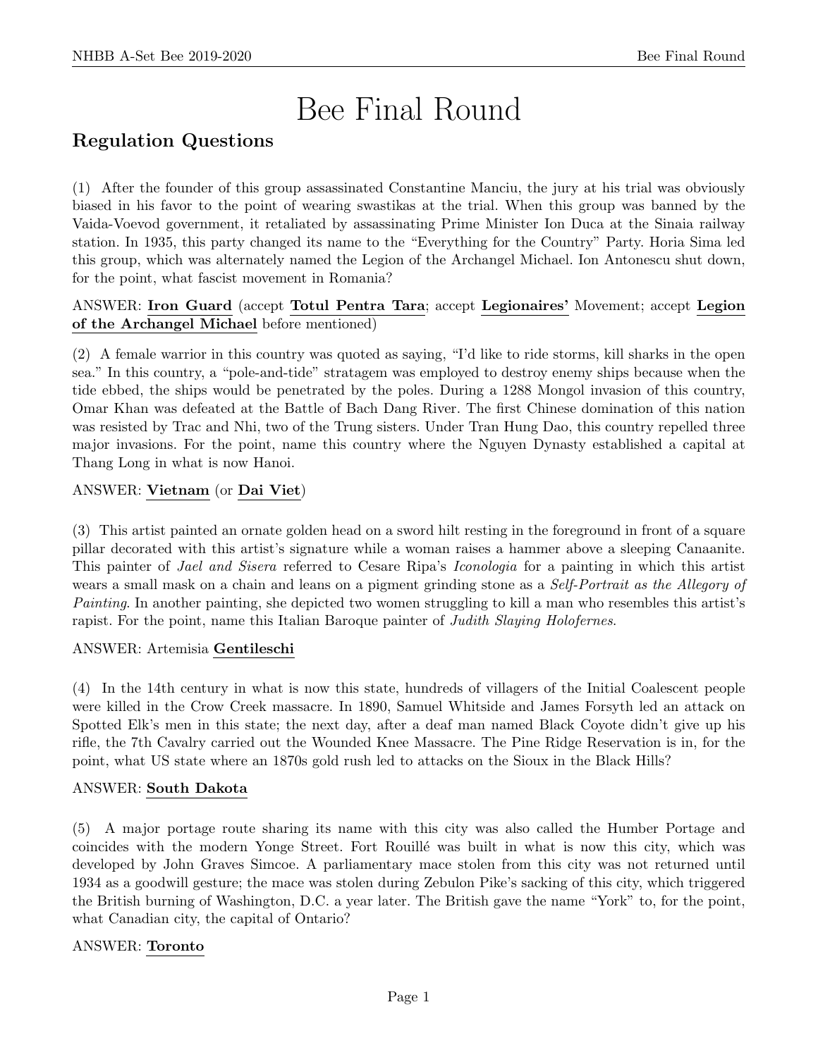# Bee Final Round

## Regulation Questions

(1) After the founder of this group assassinated Constantine Manciu, the jury at his trial was obviously biased in his favor to the point of wearing swastikas at the trial. When this group was banned by the Vaida-Voevod government, it retaliated by assassinating Prime Minister Ion Duca at the Sinaia railway station. In 1935, this party changed its name to the "Everything for the Country" Party. Horia Sima led this group, which was alternately named the Legion of the Archangel Michael. Ion Antonescu shut down, for the point, what fascist movement in Romania?

ANSWER: **Iron Guard** (accept **Totul Pentra Tara**; accept **Legionaires'** Movement; accept **Legion of the Archangel Michael** before mentioned)

(2) A female warrior in this country was quoted as saying, "I'd like to ride storms, kill sharks in the open sea." In this country, a "pole-and-tide" stratagem was employed to destroy enemy ships because when the tide ebbed, the ships would be penetrated by the poles. During a 1288 Mongol invasion of this country, Omar Khan was defeated at the Battle of Bach Dang River. The first Chinese domination of this nation was resisted by Trac and Nhi, two of the Trung sisters. Under Tran Hung Dao, this country repelled three major invasions. For the point, name this country where the Nguyen Dynasty established a capital at Thang Long in what is now Hanoi.

ANSWER: **Vietnam** (or **Dai Viet**)

(3) This artist painted an ornate golden head on a sword hilt resting in the foreground in front of a square pillar decorated with this artist's signature while a woman raises a hammer above a sleeping Canaanite. This painter of *Jael and Sisera* referred to Cesare Ripa's *Iconologia* for a painting in which this artist wears a small mask on a chain and leans on a pigment grinding stone as a *Self-Portrait as the Allegory of Painting*. In another painting, she depicted two women struggling to kill a man who resembles this artist's rapist. For the point, name this Italian Baroque painter of *Judith Slaying Holofernes*.

ANSWER: Artemisia **Gentileschi**

(4) In the 14th century in what is now this state, hundreds of villagers of the Initial Coalescent people were killed in the Crow Creek massacre. In 1890, Samuel Whitside and James Forsyth led an attack on Spotted Elk's men in this state; the next day, after a deaf man named Black Coyote didn't give up his rifle, the 7th Cavalry carried out the Wounded Knee Massacre. The Pine Ridge Reservation is in, for the point, what US state where an 1870s gold rush led to attacks on the Sioux in the Black Hills?

ANSWER: **South Dakota**

(5) A major portage route sharing its name with this city was also called the Humber Portage and coincides with the modern Yonge Street. Fort Rouillé was built in what is now this city, which was developed by John Graves Simcoe. A parliamentary mace stolen from this city was not returned until 1934 as a goodwill gesture; the mace was stolen during Zebulon Pike's sacking of this city, which triggered the British burning of Washington, D.C. a year later. The British gave the name "York" to, for the point, what Canadian city, the capital of Ontario?

ANSWER: **Toronto**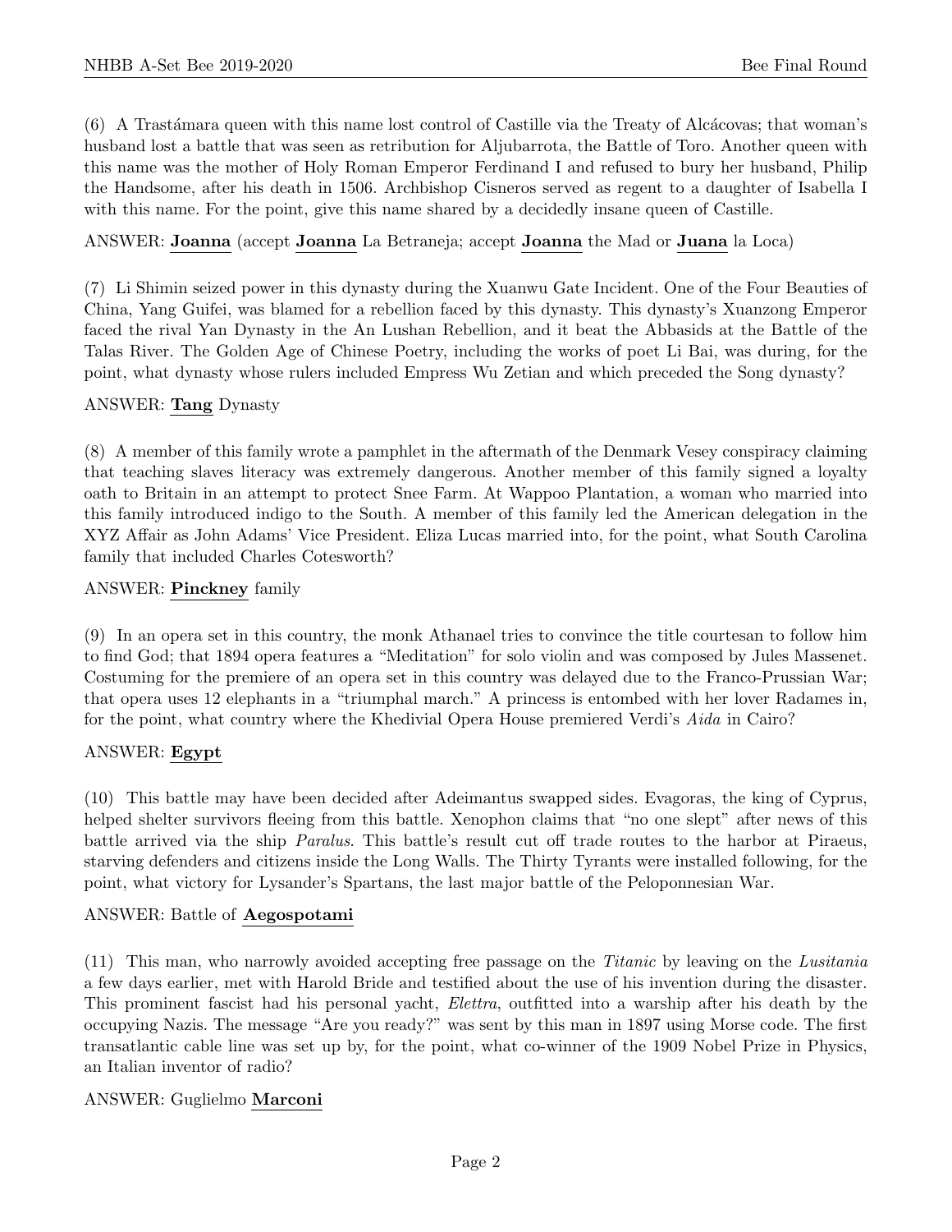(6) A Trastámara queen with this name lost control of Castille via the Treaty of Alcácovas; that woman's husband lost a battle that was seen as retribution for Aljubarrota, the Battle of Toro. Another queen with this name was the mother of Holy Roman Emperor Ferdinand I and refused to bury her husband, Philip the Handsome, after his death in 1506. Archbishop Cisneros served as regent to a daughter of Isabella I with this name. For the point, give this name shared by a decidedly insane queen of Castille.

ANSWER: **Joanna** (accept **Joanna** La Betraneja; accept **Joanna** the Mad or **Juana** la Loca)

(7) Li Shimin seized power in this dynasty during the Xuanwu Gate Incident. One of the Four Beauties of China, Yang Guifei, was blamed for a rebellion faced by this dynasty. This dynasty's Xuanzong Emperor faced the rival Yan Dynasty in the An Lushan Rebellion, and it beat the Abbasids at the Battle of the Talas River. The Golden Age of Chinese Poetry, including the works of poet Li Bai, was during, for the point, what dynasty whose rulers included Empress Wu Zetian and which preceded the Song dynasty?

ANSWER: **Tang** Dynasty

(8) A member of this family wrote a pamphlet in the aftermath of the Denmark Vesey conspiracy claiming that teaching slaves literacy was extremely dangerous. Another member of this family signed a loyalty oath to Britain in an attempt to protect Snee Farm. At Wappoo Plantation, a woman who married into this family introduced indigo to the South. A member of this family led the American delegation in the XYZ Affair as John Adams' Vice President. Eliza Lucas married into, for the point, what South Carolina family that included Charles Cotesworth?

ANSWER: **Pinckney** family

(9) In an opera set in this country, the monk Athanael tries to convince the title courtesan to follow him to find God; that 1894 opera features a "Meditation" for solo violin and was composed by Jules Massenet. Costuming for the premiere of an opera set in this country was delayed due to the Franco-Prussian War; that opera uses 12 elephants in a "triumphal march." A princess is entombed with her lover Radames in, for the point, what country where the Khedivial Opera House premiered Verdi's *Aida* in Cairo?

ANSWER: **Egypt**

(10) This battle may have been decided after Adeimantus swapped sides. Evagoras, the king of Cyprus, helped shelter survivors fleeing from this battle. Xenophon claims that "no one slept" after news of this battle arrived via the ship *Paralus*. This battle's result cut off trade routes to the harbor at Piraeus, starving defenders and citizens inside the Long Walls. The Thirty Tyrants were installed following, for the point, what victory for Lysander's Spartans, the last major battle of the Peloponnesian War.

ANSWER: Battle of **Aegospotami**

(11) This man, who narrowly avoided accepting free passage on the *Titanic* by leaving on the *Lusitania* a few days earlier, met with Harold Bride and testified about the use of his invention during the disaster. This prominent fascist had his personal yacht, *Elettra*, outfitted into a warship after his death by the occupying Nazis. The message "Are you ready?" was sent by this man in 1897 using Morse code. The first transatlantic cable line was set up by, for the point, what co-winner of the 1909 Nobel Prize in Physics, an Italian inventor of radio?

ANSWER: Guglielmo **Marconi**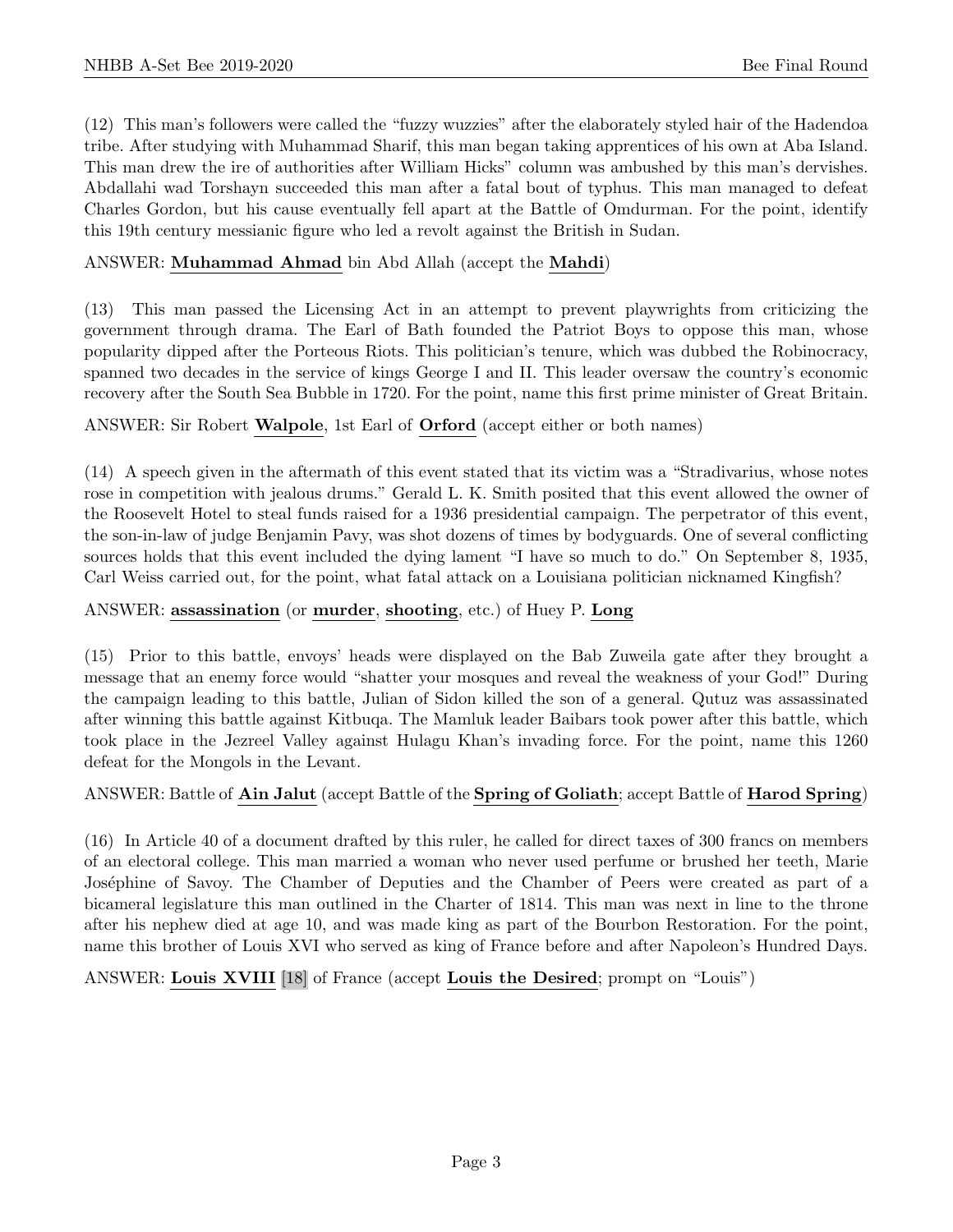(12) This man's followers were called the "fuzzy wuzzies" after the elaborately styled hair of the Hadendoa tribe. After studying with Muhammad Sharif, this man began taking apprentices of his own at Aba Island. This man drew the ire of authorities after William Hicks" column was ambushed by this man's dervishes. Abdallahi wad Torshayn succeeded this man after a fatal bout of typhus. This man managed to defeat Charles Gordon, but his cause eventually fell apart at the Battle of Omdurman. For the point, identify this 19th century messianic figure who led a revolt against the British in Sudan.

ANSWER: **Muhammad Ahmad** bin Abd Allah (accept the **Mahdi**)

(13) This man passed the Licensing Act in an attempt to prevent playwrights from criticizing the government through drama. The Earl of Bath founded the Patriot Boys to oppose this man, whose popularity dipped after the Porteous Riots. This politician's tenure, which was dubbed the Robinocracy, spanned two decades in the service of kings George I and II. This leader oversaw the country's economic recovery after the South Sea Bubble in 1720. For the point, name this first prime minister of Great Britain.

ANSWER: Sir Robert **Walpole**, 1st Earl of **Orford** (accept either or both names)

(14) A speech given in the aftermath of this event stated that its victim was a "Stradivarius, whose notes rose in competition with jealous drums." Gerald L. K. Smith posited that this event allowed the owner of the Roosevelt Hotel to steal funds raised for a 1936 presidential campaign. The perpetrator of this event, the son-in-law of judge Benjamin Pavy, was shot dozens of times by bodyguards. One of several conflicting sources holds that this event included the dying lament "I have so much to do." On September 8, 1935, Carl Weiss carried out, for the point, what fatal attack on a Louisiana politician nicknamed Kingfish?

ANSWER: **assassination** (or **murder**, **shooting**, etc.) of Huey P. **Long**

(15) Prior to this battle, envoys' heads were displayed on the Bab Zuweila gate after they brought a message that an enemy force would "shatter your mosques and reveal the weakness of your God!" During the campaign leading to this battle, Julian of Sidon killed the son of a general. Qutuz was assassinated after winning this battle against Kitbuqa. The Mamluk leader Baibars took power after this battle, which took place in the Jezreel Valley against Hulagu Khan's invading force. For the point, name this 1260 defeat for the Mongols in the Levant.

ANSWER: Battle of **Ain Jalut** (accept Battle of the **Spring of Goliath**; accept Battle of **Harod Spring**)

(16) In Article 40 of a document drafted by this ruler, he called for direct taxes of 300 francs on members of an electoral college. This man married a woman who never used perfume or brushed her teeth, Marie Joséphine of Savoy. The Chamber of Deputies and the Chamber of Peers were created as part of a bicameral legislature this man outlined in the Charter of 1814. This man was next in line to the throne after his nephew died at age 10, and was made king as part of the Bourbon Restoration. For the point, name this brother of Louis XVI who served as king of France before and after Napoleon's Hundred Days.

ANSWER: **Louis XVIII** [18] of France (accept **Louis the Desired**; prompt on "Louis")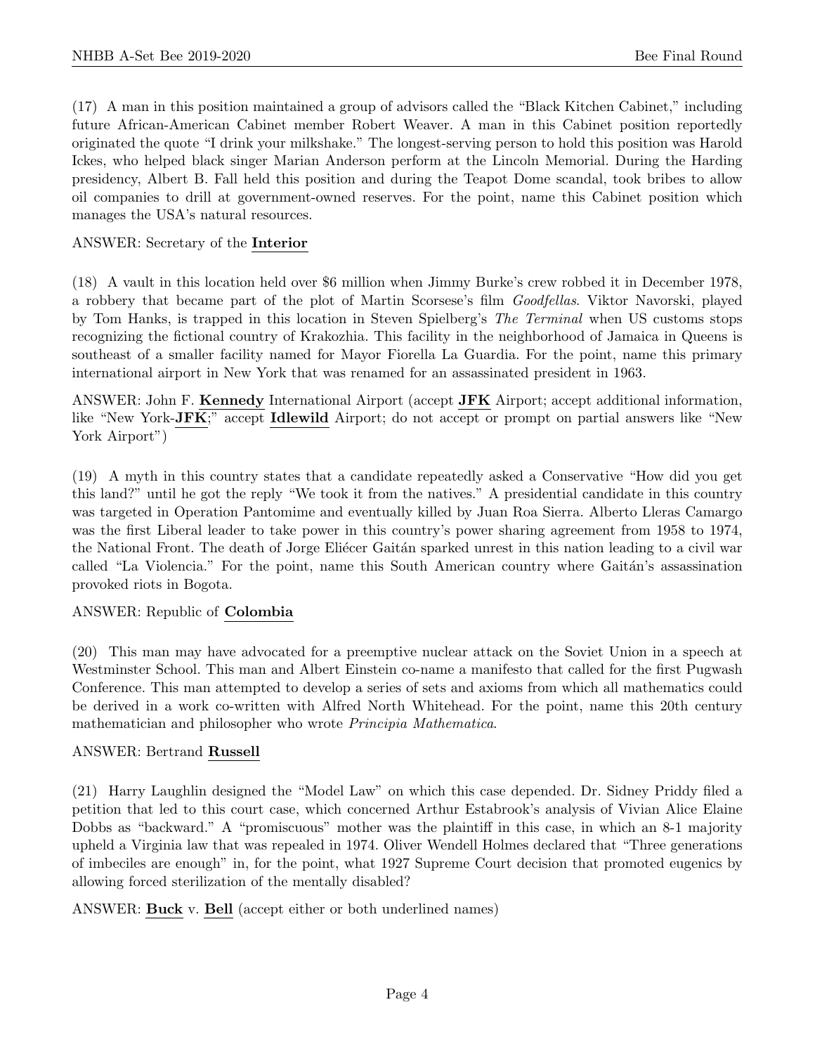(17) A man in this position maintained a group of advisors called the "Black Kitchen Cabinet," including future African-American Cabinet member Robert Weaver. A man in this Cabinet position reportedly originated the quote "I drink your milkshake." The longest-serving person to hold this position was Harold Ickes, who helped black singer Marian Anderson perform at the Lincoln Memorial. During the Harding presidency, Albert B. Fall held this position and during the Teapot Dome scandal, took bribes to allow oil companies to drill at government-owned reserves. For the point, name this Cabinet position which manages the USA's natural resources.

ANSWER: Secretary of the **Interior**

(18) A vault in this location held over $6 million when Jimmy Burke's crew robbed it in December 1978, a robbery that became part of the plot of Martin Scorsese's film *Goodfellas*. Viktor Navorski, played by Tom Hanks, is trapped in this location in Steven Spielberg's *The Terminal* when US customs stops recognizing the fictional country of Krakozhia. This facility in the neighborhood of Jamaica in Queens is southeast of a smaller facility named for Mayor Fiorella La Guardia. For the point, name this primary international airport in New York that was renamed for an assassinated president in 1963.

ANSWER: John F. **Kennedy** International Airport (accept **JFK** Airport; accept additional information, like "New York-**JFK**;" accept **Idlewild** Airport; do not accept or prompt on partial answers like "New York Airport")

(19) A myth in this country states that a candidate repeatedly asked a Conservative "How did you get this land?" until he got the reply "We took it from the natives." A presidential candidate in this country was targeted in Operation Pantomime and eventually killed by Juan Roa Sierra. Alberto Lleras Camargo was the first Liberal leader to take power in this country's power sharing agreement from 1958 to 1974, the National Front. The death of Jorge Eliécer Gaitán sparked unrest in this nation leading to a civil war called "La Violencia." For the point, name this South American country where Gaitán's assassination provoked riots in Bogota.

ANSWER: Republic of **Colombia**

(20) This man may have advocated for a preemptive nuclear attack on the Soviet Union in a speech at Westminster School. This man and Albert Einstein co-name a manifesto that called for the first Pugwash Conference. This man attempted to develop a series of sets and axioms from which all mathematics could be derived in a work co-written with Alfred North Whitehead. For the point, name this 20th century mathematician and philosopher who wrote *Principia Mathematica*.

ANSWER: Bertrand **Russell**

(21) Harry Laughlin designed the "Model Law" on which this case depended. Dr. Sidney Priddy filed a petition that led to this court case, which concerned Arthur Estabrook's analysis of Vivian Alice Elaine Dobbs as "backward." A "promiscuous" mother was the plaintiff in this case, in which an 8-1 majority upheld a Virginia law that was repealed in 1974. Oliver Wendell Holmes declared that "Three generations of imbeciles are enough" in, for the point, what 1927 Supreme Court decision that promoted eugenics by allowing forced sterilization of the mentally disabled?

ANSWER: **Buck** v. **Bell** (accept either or both underlined names)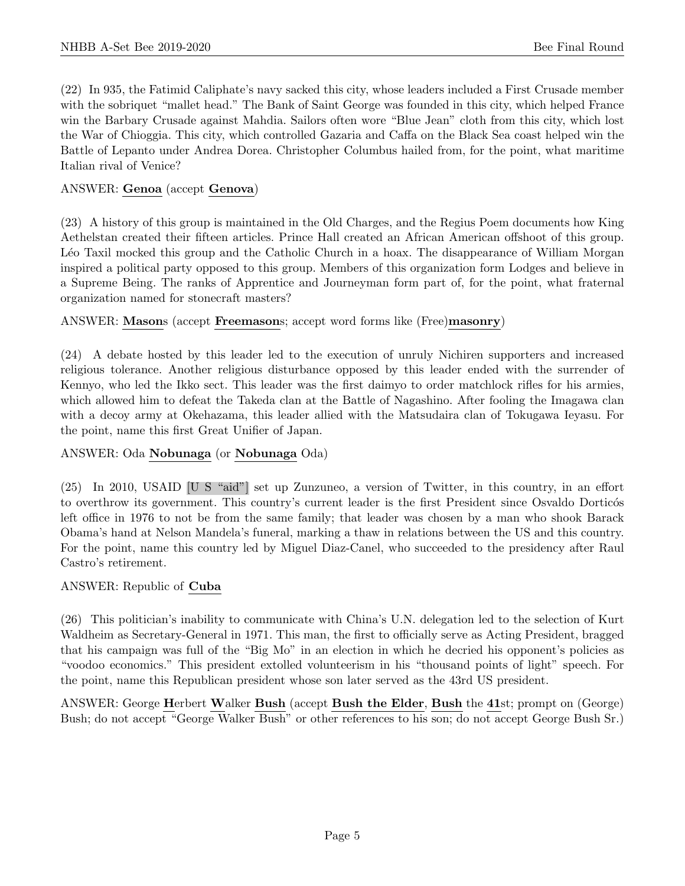(22) In 935, the Fatimid Caliphate's navy sacked this city, whose leaders included a First Crusade member with the sobriquet "mallet head." The Bank of Saint George was founded in this city, which helped France win the Barbary Crusade against Mahdia. Sailors often wore "Blue Jean" cloth from this city, which lost the War of Chioggia. This city, which controlled Gazaria and Caffa on the Black Sea coast helped win the Battle of Lepanto under Andrea Dorea. Christopher Columbus hailed from, for the point, what maritime Italian rival of Venice?

ANSWER: **Genoa** (accept **Genova**)

(23) A history of this group is maintained in the Old Charges, and the Regius Poem documents how King Aethelstan created their fifteen articles. Prince Hall created an African American offshoot of this group. Léo Taxil mocked this group and the Catholic Church in a hoax. The disappearance of William Morgan inspired a political party opposed to this group. Members of this organization form Lodges and believe in a Supreme Being. The ranks of Apprentice and Journeyman form part of, for the point, what fraternal organization named for stonecraft masters?

ANSWER: **Mason**s (accept **Freemason**s; accept word forms like (Free)**masonry**)

(24) A debate hosted by this leader led to the execution of unruly Nichiren supporters and increased religious tolerance. Another religious disturbance opposed by this leader ended with the surrender of Kennyo, who led the Ikko sect. This leader was the first daimyo to order matchlock rifles for his armies, which allowed him to defeat the Takeda clan at the Battle of Nagashino. After fooling the Imagawa clan with a decoy army at Okehazama, this leader allied with the Matsudaira clan of Tokugawa Ieyasu. For the point, name this first Great Unifier of Japan.

ANSWER: Oda **Nobunaga** (or **Nobunaga** Oda)

(25) In 2010, USAID [U S "aid"] set up Zunzuneo, a version of Twitter, in this country, in an effort to overthrow its government. This country's current leader is the first President since Osvaldo Dorticós left office in 1976 to not be from the same family; that leader was chosen by a man who shook Barack Obama's hand at Nelson Mandela's funeral, marking a thaw in relations between the US and this country. For the point, name this country led by Miguel Diaz-Canel, who succeeded to the presidency after Raul Castro's retirement.

ANSWER: Republic of **Cuba**

(26) This politician's inability to communicate with China's U.N. delegation led to the selection of Kurt Waldheim as Secretary-General in 1971. This man, the first to officially serve as Acting President, bragged that his campaign was full of the "Big Mo" in an election in which he decried his opponent's policies as "voodoo economics." This president extolled volunteerism in his "thousand points of light" speech. For the point, name this Republican president whose son later served as the 43rd US president.

ANSWER: George **H**erbert **W**alker **Bush** (accept **Bush the Elder**, **Bush** the **41**st; prompt on (George) Bush; do not accept "George Walker Bush" or other references to his son; do not accept George Bush Sr.)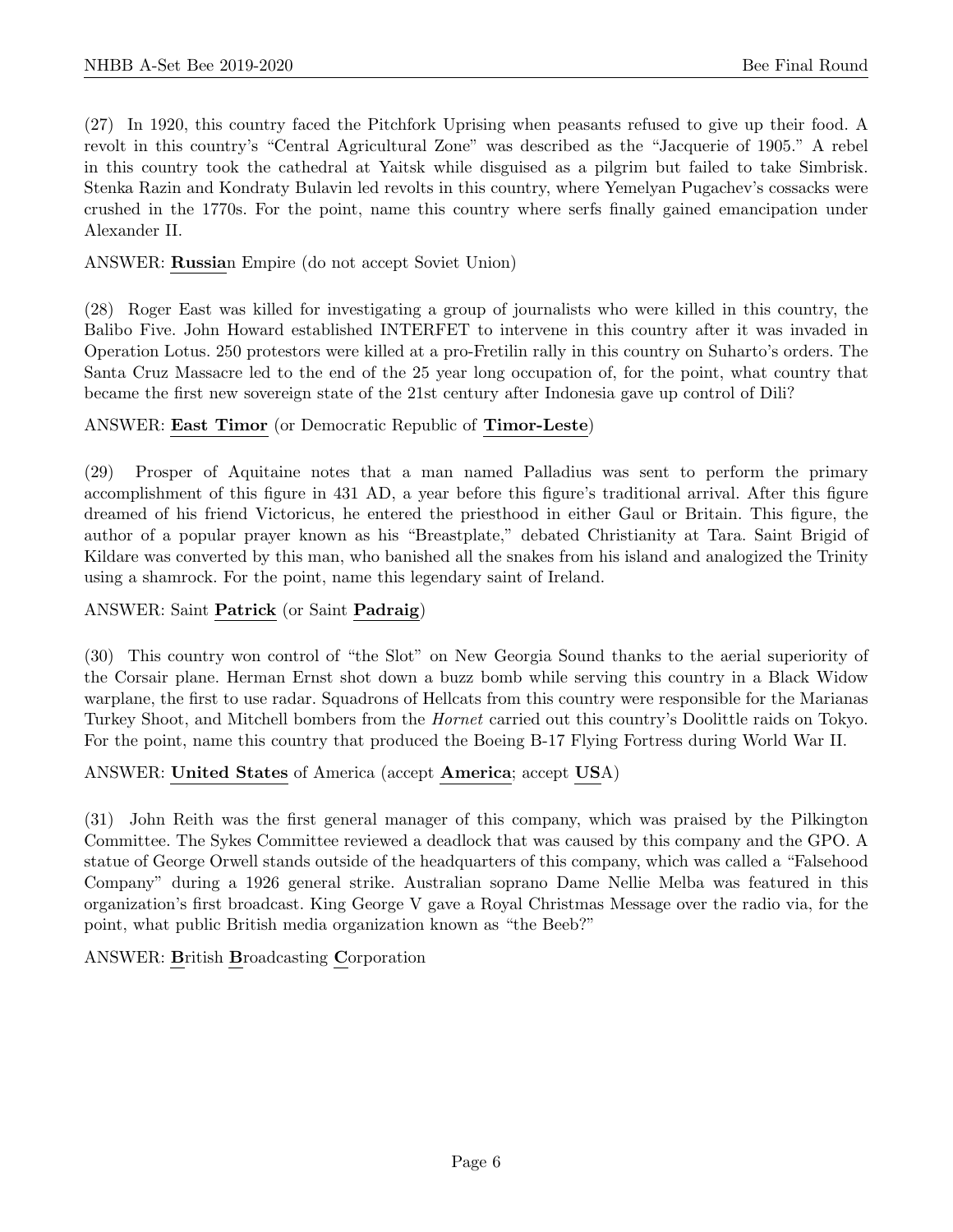(27) In 1920, this country faced the Pitchfork Uprising when peasants refused to give up their food. A revolt in this country's "Central Agricultural Zone" was described as the "Jacquerie of 1905." A rebel in this country took the cathedral at Yaitsk while disguised as a pilgrim but failed to take Simbrisk. Stenka Razin and Kondraty Bulavin led revolts in this country, where Yemelyan Pugachev's cossacks were crushed in the 1770s. For the point, name this country where serfs finally gained emancipation under Alexander II.

ANSWER: **Russia**n Empire (do not accept Soviet Union)

(28) Roger East was killed for investigating a group of journalists who were killed in this country, the Balibo Five. John Howard established INTERFET to intervene in this country after it was invaded in Operation Lotus. 250 protestors were killed at a pro-Fretilin rally in this country on Suharto's orders. The Santa Cruz Massacre led to the end of the 25 year long occupation of, for the point, what country that became the first new sovereign state of the 21st century after Indonesia gave up control of Dili?

ANSWER: **East Timor** (or Democratic Republic of **Timor-Leste**)

(29) Prosper of Aquitaine notes that a man named Palladius was sent to perform the primary accomplishment of this figure in 431 AD, a year before this figure's traditional arrival. After this figure dreamed of his friend Victoricus, he entered the priesthood in either Gaul or Britain. This figure, the author of a popular prayer known as his "Breastplate," debated Christianity at Tara. Saint Brigid of Kildare was converted by this man, who banished all the snakes from his island and analogized the Trinity using a shamrock. For the point, name this legendary saint of Ireland.

ANSWER: Saint **Patrick** (or Saint **Padraig**)

(30) This country won control of "the Slot" on New Georgia Sound thanks to the aerial superiority of the Corsair plane. Herman Ernst shot down a buzz bomb while serving this country in a Black Widow warplane, the first to use radar. Squadrons of Hellcats from this country were responsible for the Marianas Turkey Shoot, and Mitchell bombers from the *Hornet* carried out this country's Doolittle raids on Tokyo. For the point, name this country that produced the Boeing B-17 Flying Fortress during World War II.

ANSWER: **United States** of America (accept **America**; accept **US**A)

(31) John Reith was the first general manager of this company, which was praised by the Pilkington Committee. The Sykes Committee reviewed a deadlock that was caused by this company and the GPO. A statue of George Orwell stands outside of the headquarters of this company, which was called a "Falsehood Company" during a 1926 general strike. Australian soprano Dame Nellie Melba was featured in this organization's first broadcast. King George V gave a Royal Christmas Message over the radio via, for the point, what public British media organization known as "the Beeb?"

ANSWER: **B**ritish **B**roadcasting **C**orporation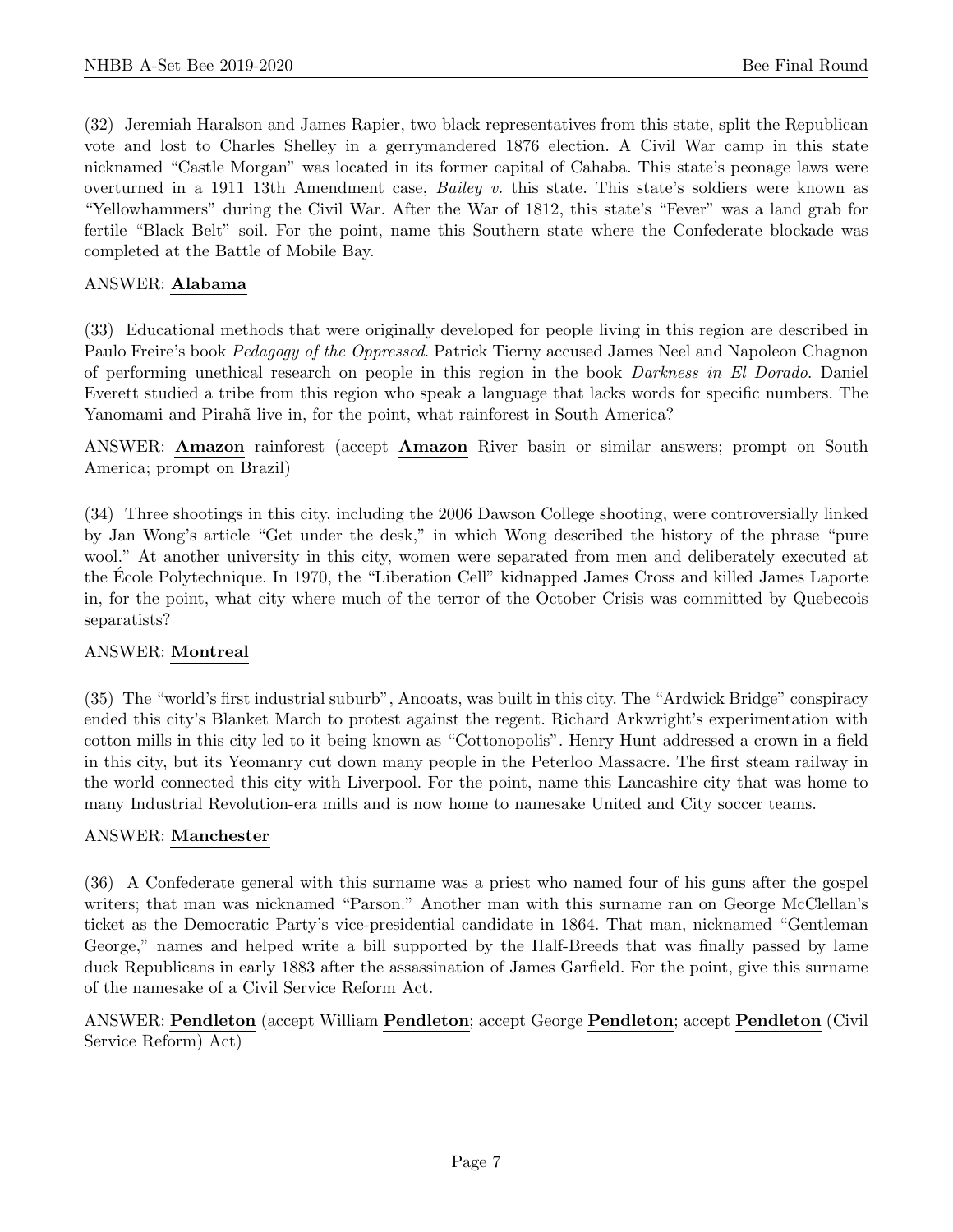(32) Jeremiah Haralson and James Rapier, two black representatives from this state, split the Republican vote and lost to Charles Shelley in a gerrymandered 1876 election. A Civil War camp in this state nicknamed "Castle Morgan" was located in its former capital of Cahaba. This state's peonage laws were overturned in a 1911 13th Amendment case, *Bailey v.* this state. This state's soldiers were known as "Yellowhammers" during the Civil War. After the War of 1812, this state's "Fever" was a land grab for fertile "Black Belt" soil. For the point, name this Southern state where the Confederate blockade was completed at the Battle of Mobile Bay.

ANSWER: **Alabama**

(33) Educational methods that were originally developed for people living in this region are described in Paulo Freire's book *Pedagogy of the Oppressed*. Patrick Tierny accused James Neel and Napoleon Chagnon of performing unethical research on people in this region in the book *Darkness in El Dorado*. Daniel Everett studied a tribe from this region who speak a language that lacks words for specific numbers. The Yanomami and Pirahã live in, for the point, what rainforest in South America?

ANSWER: **Amazon** rainforest (accept **Amazon** River basin or similar answers; prompt on South America; prompt on Brazil)

(34) Three shootings in this city, including the 2006 Dawson College shooting, were controversially linked by Jan Wong's article "Get under the desk," in which Wong described the history of the phrase "pure wool." At another university in this city, women were separated from men and deliberately executed at the École Polytechnique. In 1970, the "Liberation Cell" kidnapped James Cross and killed James Laporte in, for the point, what city where much of the terror of the October Crisis was committed by Quebecois separatists?

ANSWER: **Montreal**

(35) The "world's first industrial suburb", Ancoats, was built in this city. The "Ardwick Bridge" conspiracy ended this city's Blanket March to protest against the regent. Richard Arkwright's experimentation with cotton mills in this city led to it being known as "Cottonopolis". Henry Hunt addressed a crown in a field in this city, but its Yeomanry cut down many people in the Peterloo Massacre. The first steam railway in the world connected this city with Liverpool. For the point, name this Lancashire city that was home to many Industrial Revolution-era mills and is now home to namesake United and City soccer teams.

ANSWER: **Manchester**

(36) A Confederate general with this surname was a priest who named four of his guns after the gospel writers; that man was nicknamed "Parson." Another man with this surname ran on George McClellan's ticket as the Democratic Party's vice-presidential candidate in 1864. That man, nicknamed "Gentleman George," names and helped write a bill supported by the Half-Breeds that was finally passed by lame duck Republicans in early 1883 after the assassination of James Garfield. For the point, give this surname of the namesake of a Civil Service Reform Act.

ANSWER: **Pendleton** (accept William **Pendleton**; accept George **Pendleton**; accept **Pendleton** (Civil Service Reform) Act)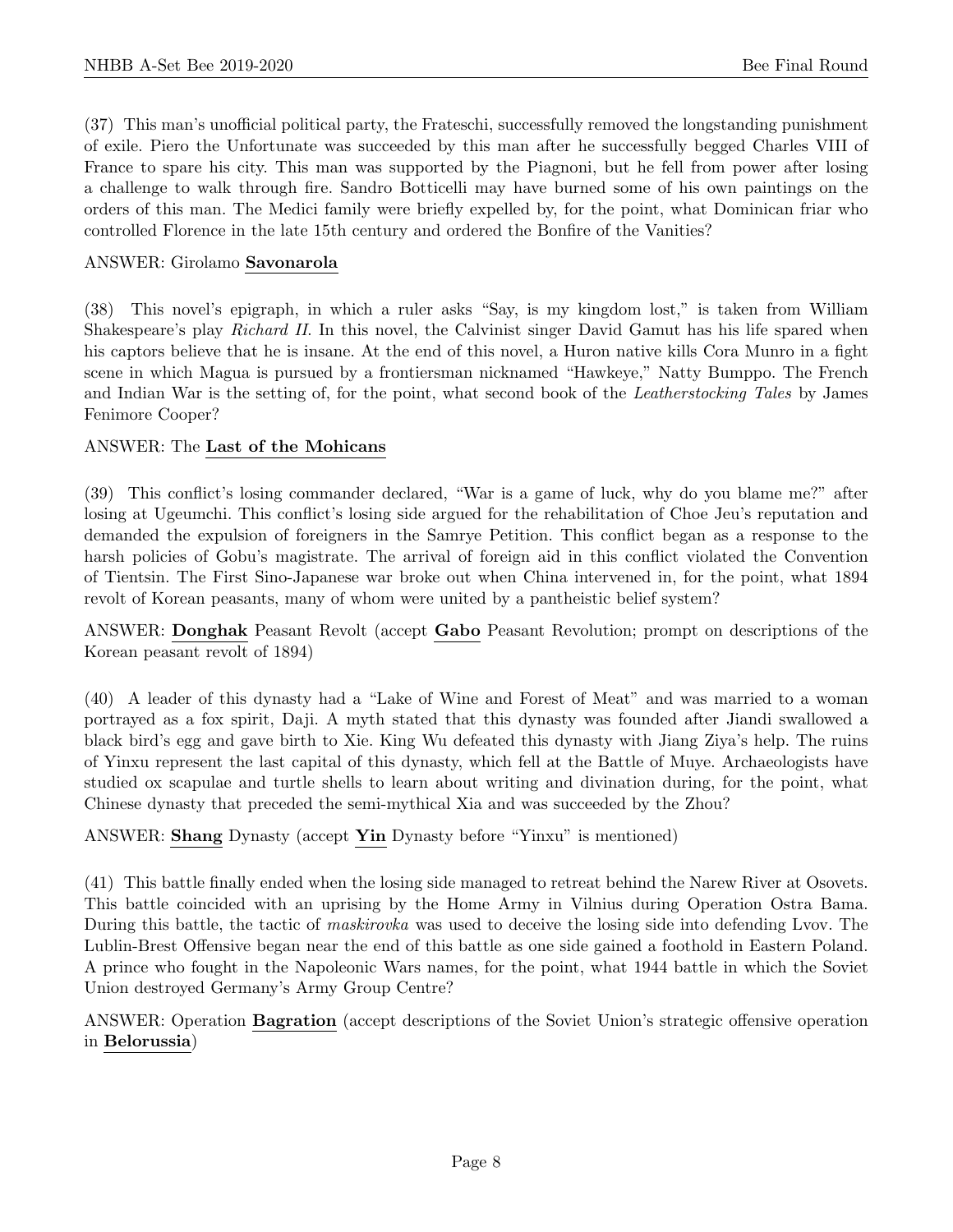(37) This man's unofficial political party, the Frateschi, successfully removed the longstanding punishment of exile. Piero the Unfortunate was succeeded by this man after he successfully begged Charles VIII of France to spare his city. This man was supported by the Piagnoni, but he fell from power after losing a challenge to walk through fire. Sandro Botticelli may have burned some of his own paintings on the orders of this man. The Medici family were briefly expelled by, for the point, what Dominican friar who controlled Florence in the late 15th century and ordered the Bonfire of the Vanities?

ANSWER: Girolamo **Savonarola**

(38) This novel's epigraph, in which a ruler asks "Say, is my kingdom lost," is taken from William Shakespeare's play *Richard II*. In this novel, the Calvinist singer David Gamut has his life spared when his captors believe that he is insane. At the end of this novel, a Huron native kills Cora Munro in a fight scene in which Magua is pursued by a frontiersman nicknamed "Hawkeye," Natty Bumppo. The French and Indian War is the setting of, for the point, what second book of the *Leatherstocking Tales* by James Fenimore Cooper?

ANSWER: The **Last of the Mohicans**

(39) This conflict's losing commander declared, "War is a game of luck, why do you blame me?" after losing at Ugeumchi. This conflict's losing side argued for the rehabilitation of Choe Jeu's reputation and demanded the expulsion of foreigners in the Samrye Petition. This conflict began as a response to the harsh policies of Gobu's magistrate. The arrival of foreign aid in this conflict violated the Convention of Tientsin. The First Sino-Japanese war broke out when China intervened in, for the point, what 1894 revolt of Korean peasants, many of whom were united by a pantheistic belief system?

ANSWER: **Donghak** Peasant Revolt (accept **Gabo** Peasant Revolution; prompt on descriptions of the Korean peasant revolt of 1894)

(40) A leader of this dynasty had a "Lake of Wine and Forest of Meat" and was married to a woman portrayed as a fox spirit, Daji. A myth stated that this dynasty was founded after Jiandi swallowed a black bird's egg and gave birth to Xie. King Wu defeated this dynasty with Jiang Ziya's help. The ruins of Yinxu represent the last capital of this dynasty, which fell at the Battle of Muye. Archaeologists have studied ox scapulae and turtle shells to learn about writing and divination during, for the point, what Chinese dynasty that preceded the semi-mythical Xia and was succeeded by the Zhou?

ANSWER: **Shang** Dynasty (accept **Yin** Dynasty before "Yinxu" is mentioned)

(41) This battle finally ended when the losing side managed to retreat behind the Narew River at Osovets. This battle coincided with an uprising by the Home Army in Vilnius during Operation Ostra Bama. During this battle, the tactic of *maskirovka* was used to deceive the losing side into defending Lvov. The Lublin-Brest Offensive began near the end of this battle as one side gained a foothold in Eastern Poland. A prince who fought in the Napoleonic Wars names, for the point, what 1944 battle in which the Soviet Union destroyed Germany's Army Group Centre?

ANSWER: Operation **Bagration** (accept descriptions of the Soviet Union's strategic offensive operation in **Belorussia**)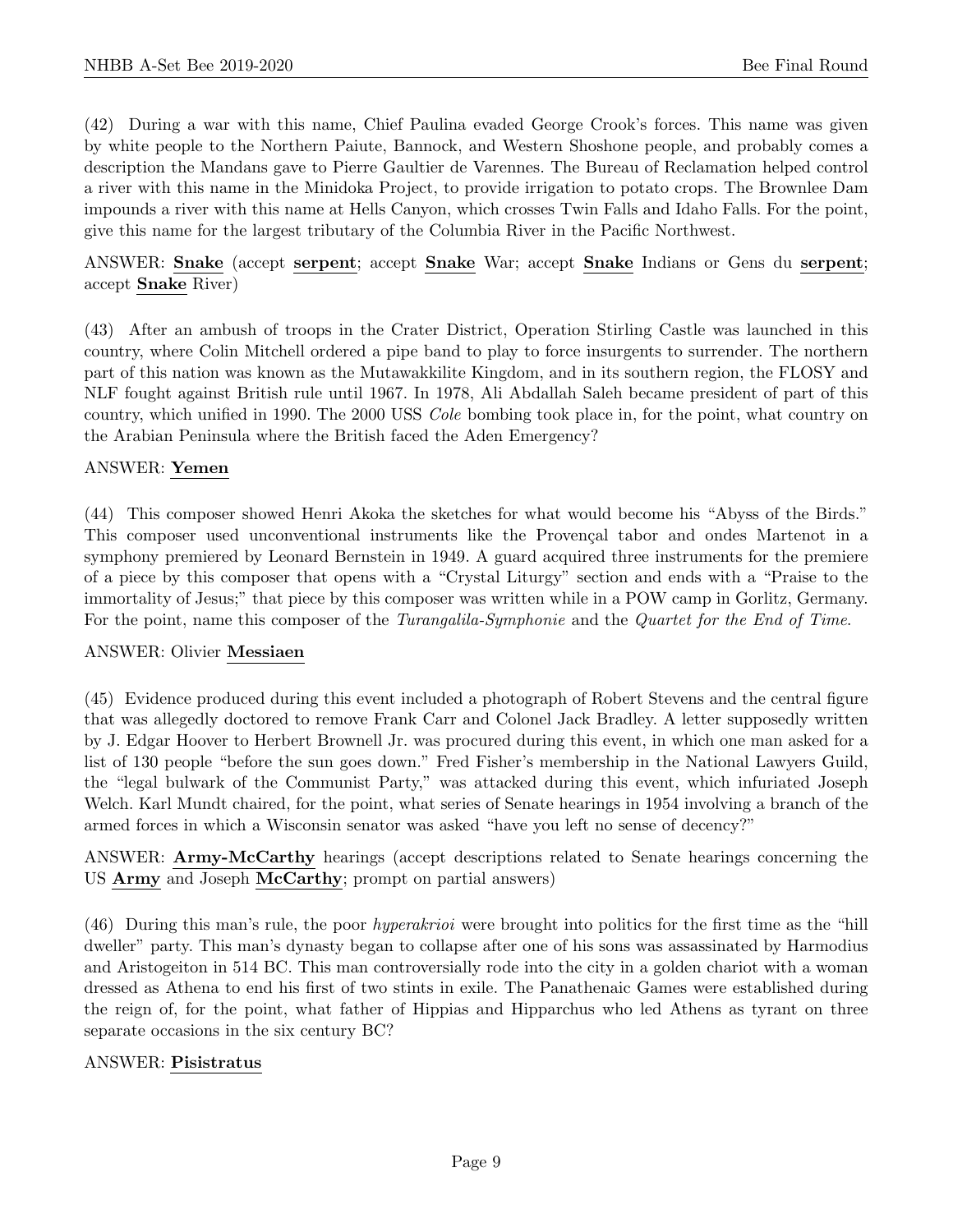(42) During a war with this name, Chief Paulina evaded George Crook's forces. This name was given by white people to the Northern Paiute, Bannock, and Western Shoshone people, and probably comes a description the Mandans gave to Pierre Gaultier de Varennes. The Bureau of Reclamation helped control a river with this name in the Minidoka Project, to provide irrigation to potato crops. The Brownlee Dam impounds a river with this name at Hells Canyon, which crosses Twin Falls and Idaho Falls. For the point, give this name for the largest tributary of the Columbia River in the Pacific Northwest.

ANSWER: **Snake** (accept **serpent**; accept **Snake** War; accept **Snake** Indians or Gens du **serpent**; accept **Snake** River)

(43) After an ambush of troops in the Crater District, Operation Stirling Castle was launched in this country, where Colin Mitchell ordered a pipe band to play to force insurgents to surrender. The northern part of this nation was known as the Mutawakkilite Kingdom, and in its southern region, the FLOSY and NLF fought against British rule until 1967. In 1978, Ali Abdallah Saleh became president of part of this country, which unified in 1990. The 2000 USS *Cole* bombing took place in, for the point, what country on the Arabian Peninsula where the British faced the Aden Emergency?

ANSWER: **Yemen**

(44) This composer showed Henri Akoka the sketches for what would become his "Abyss of the Birds." This composer used unconventional instruments like the Provençal tabor and ondes Martenot in a symphony premiered by Leonard Bernstein in 1949. A guard acquired three instruments for the premiere of a piece by this composer that opens with a "Crystal Liturgy" section and ends with a "Praise to the immortality of Jesus;" that piece by this composer was written while in a POW camp in Gorlitz, Germany. For the point, name this composer of the *Turangalila-Symphonie* and the *Quartet for the End of Time*.

ANSWER: Olivier **Messiaen**

(45) Evidence produced during this event included a photograph of Robert Stevens and the central figure that was allegedly doctored to remove Frank Carr and Colonel Jack Bradley. A letter supposedly written by J. Edgar Hoover to Herbert Brownell Jr. was procured during this event, in which one man asked for a list of 130 people "before the sun goes down." Fred Fisher's membership in the National Lawyers Guild, the "legal bulwark of the Communist Party," was attacked during this event, which infuriated Joseph Welch. Karl Mundt chaired, for the point, what series of Senate hearings in 1954 involving a branch of the armed forces in which a Wisconsin senator was asked "have you left no sense of decency?"

ANSWER: **Army-McCarthy** hearings (accept descriptions related to Senate hearings concerning the US **Army** and Joseph **McCarthy**; prompt on partial answers)

(46) During this man's rule, the poor *hyperakrioi* were brought into politics for the first time as the "hill dweller" party. This man's dynasty began to collapse after one of his sons was assassinated by Harmodius and Aristogeiton in 514 BC. This man controversially rode into the city in a golden chariot with a woman dressed as Athena to end his first of two stints in exile. The Panathenaic Games were established during the reign of, for the point, what father of Hippias and Hipparchus who led Athens as tyrant on three separate occasions in the six century BC?

ANSWER: **Pisistratus**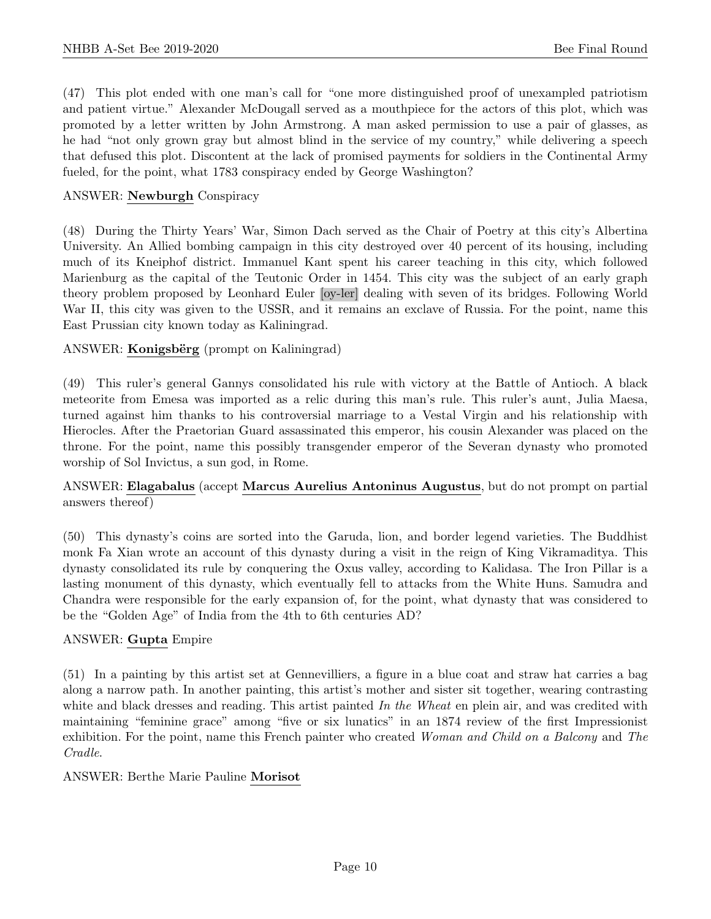(47) This plot ended with one man's call for "one more distinguished proof of unexampled patriotism and patient virtue." Alexander McDougall served as a mouthpiece for the actors of this plot, which was promoted by a letter written by John Armstrong. A man asked permission to use a pair of glasses, as he had "not only grown gray but almost blind in the service of my country," while delivering a speech that defused this plot. Discontent at the lack of promised payments for soldiers in the Continental Army fueled, for the point, what 1783 conspiracy ended by George Washington?

ANSWER: **Newburgh** Conspiracy

(48) During the Thirty Years' War, Simon Dach served as the Chair of Poetry at this city's Albertina University. An Allied bombing campaign in this city destroyed over 40 percent of its housing, including much of its Kneiphof district. Immanuel Kant spent his career teaching in this city, which followed Marienburg as the capital of the Teutonic Order in 1454. This city was the subject of an early graph theory problem proposed by Leonhard Euler [oy-ler] dealing with seven of its bridges. Following World War II, this city was given to the USSR, and it remains an exclave of Russia. For the point, name this East Prussian city known today as Kaliningrad.

ANSWER: **Konigsbërg** (prompt on Kaliningrad)

(49) This ruler's general Gannys consolidated his rule with victory at the Battle of Antioch. A black meteorite from Emesa was imported as a relic during this man's rule. This ruler's aunt, Julia Maesa, turned against him thanks to his controversial marriage to a Vestal Virgin and his relationship with Hierocles. After the Praetorian Guard assassinated this emperor, his cousin Alexander was placed on the throne. For the point, name this possibly transgender emperor of the Severan dynasty who promoted worship of Sol Invictus, a sun god, in Rome.

ANSWER: **Elagabalus** (accept **Marcus Aurelius Antoninus Augustus**, but do not prompt on partial answers thereof)

(50) This dynasty's coins are sorted into the Garuda, lion, and border legend varieties. The Buddhist monk Fa Xian wrote an account of this dynasty during a visit in the reign of King Vikramaditya. This dynasty consolidated its rule by conquering the Oxus valley, according to Kalidasa. The Iron Pillar is a lasting monument of this dynasty, which eventually fell to attacks from the White Huns. Samudra and Chandra were responsible for the early expansion of, for the point, what dynasty that was considered to be the "Golden Age" of India from the 4th to 6th centuries AD?

ANSWER: **Gupta** Empire

(51) In a painting by this artist set at Gennevilliers, a figure in a blue coat and straw hat carries a bag along a narrow path. In another painting, this artist's mother and sister sit together, wearing contrasting white and black dresses and reading. This artist painted *In the Wheat* en plein air, and was credited with maintaining "feminine grace" among "five or six lunatics" in an 1874 review of the first Impressionist exhibition. For the point, name this French painter who created *Woman and Child on a Balcony* and *The Cradle*.

ANSWER: Berthe Marie Pauline **Morisot**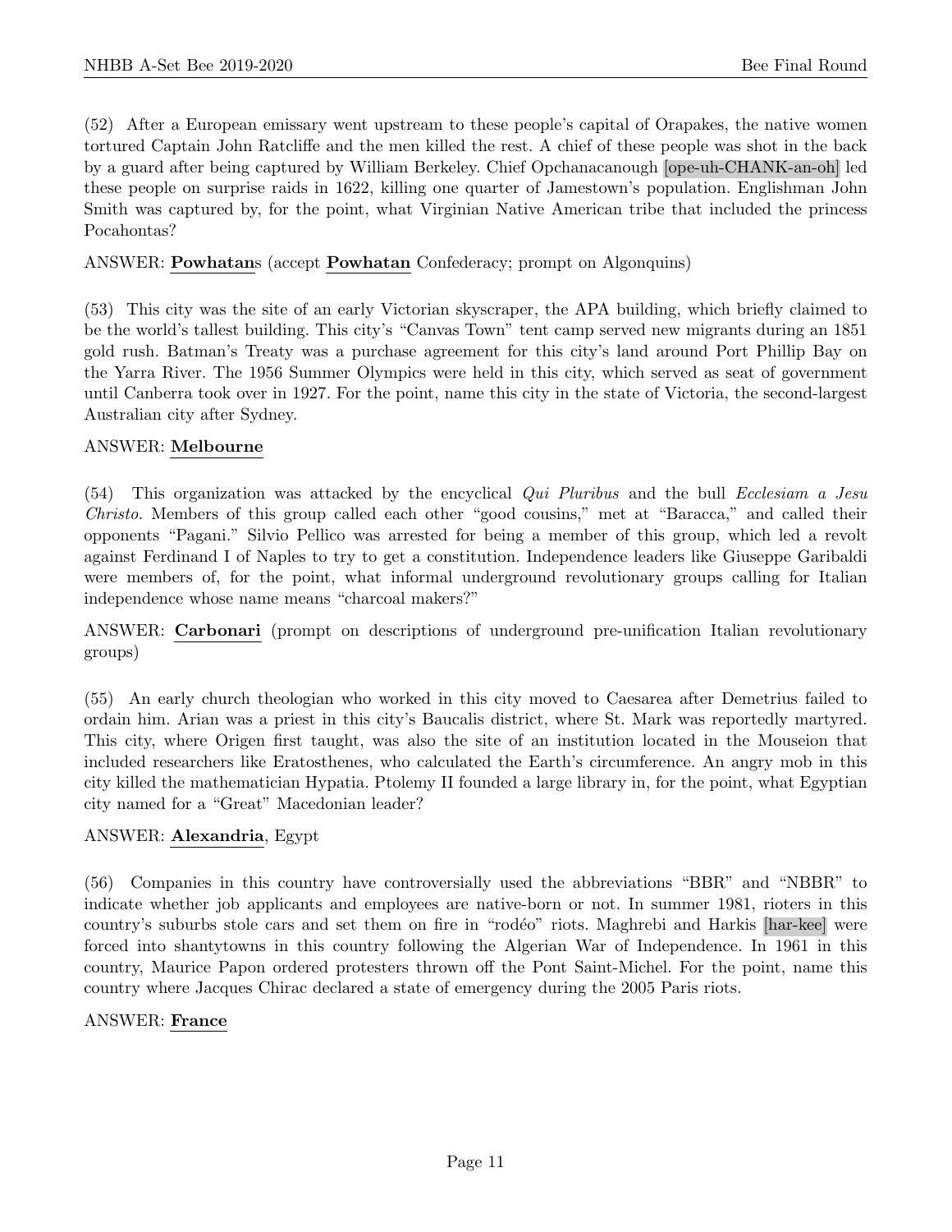(52) After a European emissary went upstream to these people's capital of Orapakes, the native women tortured Captain John Ratcliffe and the men killed the rest. A chief of these people was shot in the back by a guard after being captured by William Berkeley. Chief Opchanacanough [ope-uh-CHANK-an-oh] led these people on surprise raids in 1622, killing one quarter of Jamestown's population. Englishman John Smith was captured by, for the point, what Virginian Native American tribe that included the princess Pocahontas?

ANSWER: **Powhatan**s (accept **Powhatan** Confederacy; prompt on Algonquins)

(53) This city was the site of an early Victorian skyscraper, the APA building, which briefly claimed to be the world's tallest building. This city's "Canvas Town" tent camp served new migrants during an 1851 gold rush. Batman's Treaty was a purchase agreement for this city's land around Port Phillip Bay on the Yarra River. The 1956 Summer Olympics were held in this city, which served as seat of government until Canberra took over in 1927. For the point, name this city in the state of Victoria, the second-largest Australian city after Sydney.

ANSWER: **Melbourne**

(54) This organization was attacked by the encyclical *Qui Pluribus* and the bull *Ecclesiam a Jesu Christo*. Members of this group called each other "good cousins," met at "Baracca," and called their opponents "Pagani." Silvio Pellico was arrested for being a member of this group, which led a revolt against Ferdinand I of Naples to try to get a constitution. Independence leaders like Giuseppe Garibaldi were members of, for the point, what informal underground revolutionary groups calling for Italian independence whose name means "charcoal makers?"

ANSWER: **Carbonari** (prompt on descriptions of underground pre-unification Italian revolutionary groups)

(55) An early church theologian who worked in this city moved to Caesarea after Demetrius failed to ordain him. Arian was a priest in this city's Baucalis district, where St. Mark was reportedly martyred. This city, where Origen first taught, was also the site of an institution located in the Mouseion that included researchers like Eratosthenes, who calculated the Earth's circumference. An angry mob in this city killed the mathematician Hypatia. Ptolemy II founded a large library in, for the point, what Egyptian city named for a "Great" Macedonian leader?

ANSWER: **Alexandria**, Egypt

(56) Companies in this country have controversially used the abbreviations "BBR" and "NBBR" to indicate whether job applicants and employees are native-born or not. In summer 1981, rioters in this country's suburbs stole cars and set them on fire in "rodéo" riots. Maghrebi and Harkis [har-kee] were forced into shantytowns in this country following the Algerian War of Independence. In 1961 in this country, Maurice Papon ordered protesters thrown off the Pont Saint-Michel. For the point, name this country where Jacques Chirac declared a state of emergency during the 2005 Paris riots.

ANSWER: **France**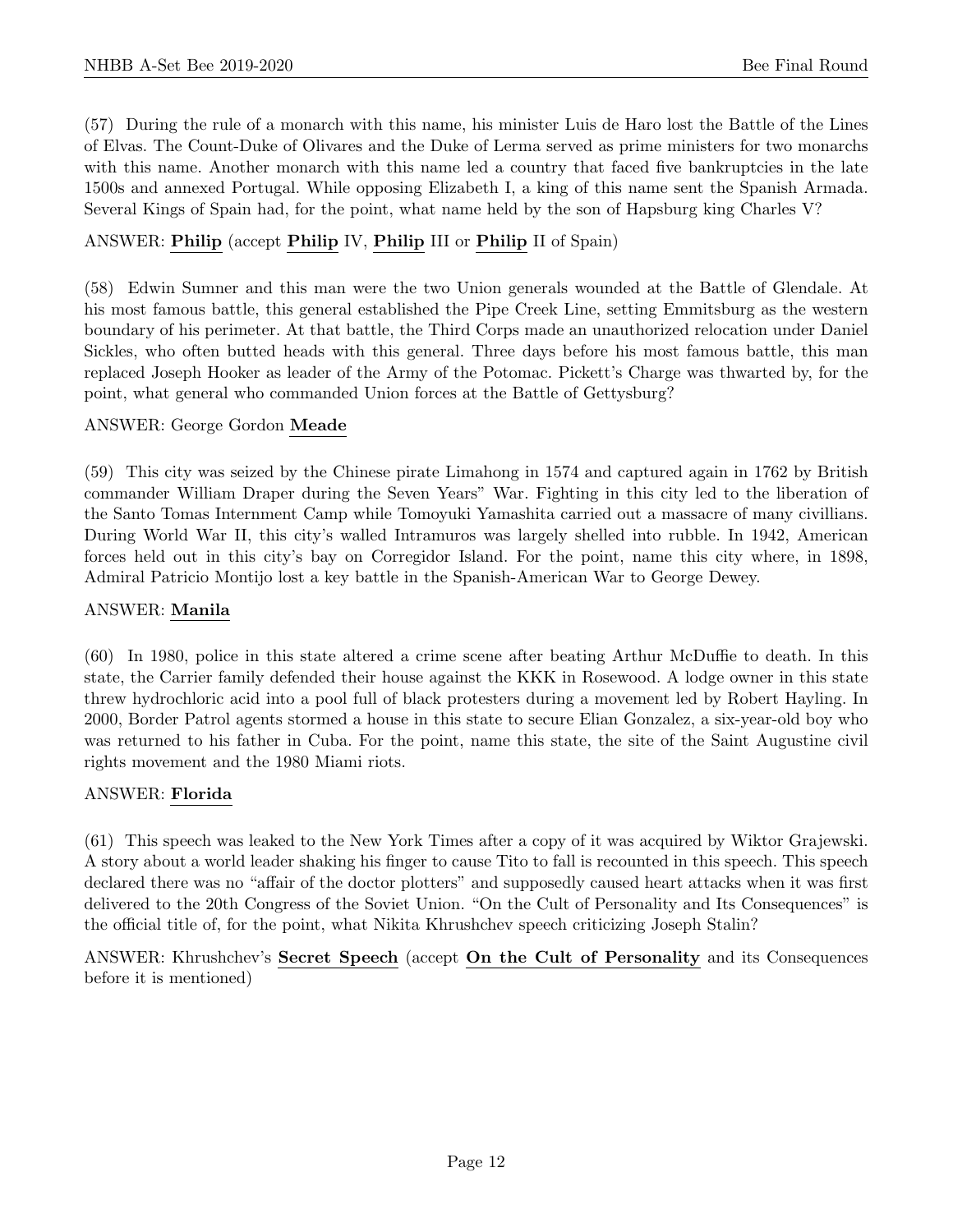(57) During the rule of a monarch with this name, his minister Luis de Haro lost the Battle of the Lines of Elvas. The Count-Duke of Olivares and the Duke of Lerma served as prime ministers for two monarchs with this name. Another monarch with this name led a country that faced five bankruptcies in the late 1500s and annexed Portugal. While opposing Elizabeth I, a king of this name sent the Spanish Armada. Several Kings of Spain had, for the point, what name held by the son of Hapsburg king Charles V?

ANSWER: **Philip** (accept **Philip** IV, **Philip** III or **Philip** II of Spain)

(58) Edwin Sumner and this man were the two Union generals wounded at the Battle of Glendale. At his most famous battle, this general established the Pipe Creek Line, setting Emmitsburg as the western boundary of his perimeter. At that battle, the Third Corps made an unauthorized relocation under Daniel Sickles, who often butted heads with this general. Three days before his most famous battle, this man replaced Joseph Hooker as leader of the Army of the Potomac. Pickett's Charge was thwarted by, for the point, what general who commanded Union forces at the Battle of Gettysburg?

ANSWER: George Gordon **Meade**

(59) This city was seized by the Chinese pirate Limahong in 1574 and captured again in 1762 by British commander William Draper during the Seven Years" War. Fighting in this city led to the liberation of the Santo Tomas Internment Camp while Tomoyuki Yamashita carried out a massacre of many civillians. During World War II, this city's walled Intramuros was largely shelled into rubble. In 1942, American forces held out in this city's bay on Corregidor Island. For the point, name this city where, in 1898, Admiral Patricio Montijo lost a key battle in the Spanish-American War to George Dewey.

ANSWER: **Manila**

(60) In 1980, police in this state altered a crime scene after beating Arthur McDuffie to death. In this state, the Carrier family defended their house against the KKK in Rosewood. A lodge owner in this state threw hydrochloric acid into a pool full of black protesters during a movement led by Robert Hayling. In 2000, Border Patrol agents stormed a house in this state to secure Elian Gonzalez, a six-year-old boy who was returned to his father in Cuba. For the point, name this state, the site of the Saint Augustine civil rights movement and the 1980 Miami riots.

ANSWER: **Florida**

(61) This speech was leaked to the New York Times after a copy of it was acquired by Wiktor Grajewski. A story about a world leader shaking his finger to cause Tito to fall is recounted in this speech. This speech declared there was no "affair of the doctor plotters" and supposedly caused heart attacks when it was first delivered to the 20th Congress of the Soviet Union. "On the Cult of Personality and Its Consequences" is the official title of, for the point, what Nikita Khrushchev speech criticizing Joseph Stalin?

ANSWER: Khrushchev's **Secret Speech** (accept **On the Cult of Personality** and its Consequences before it is mentioned)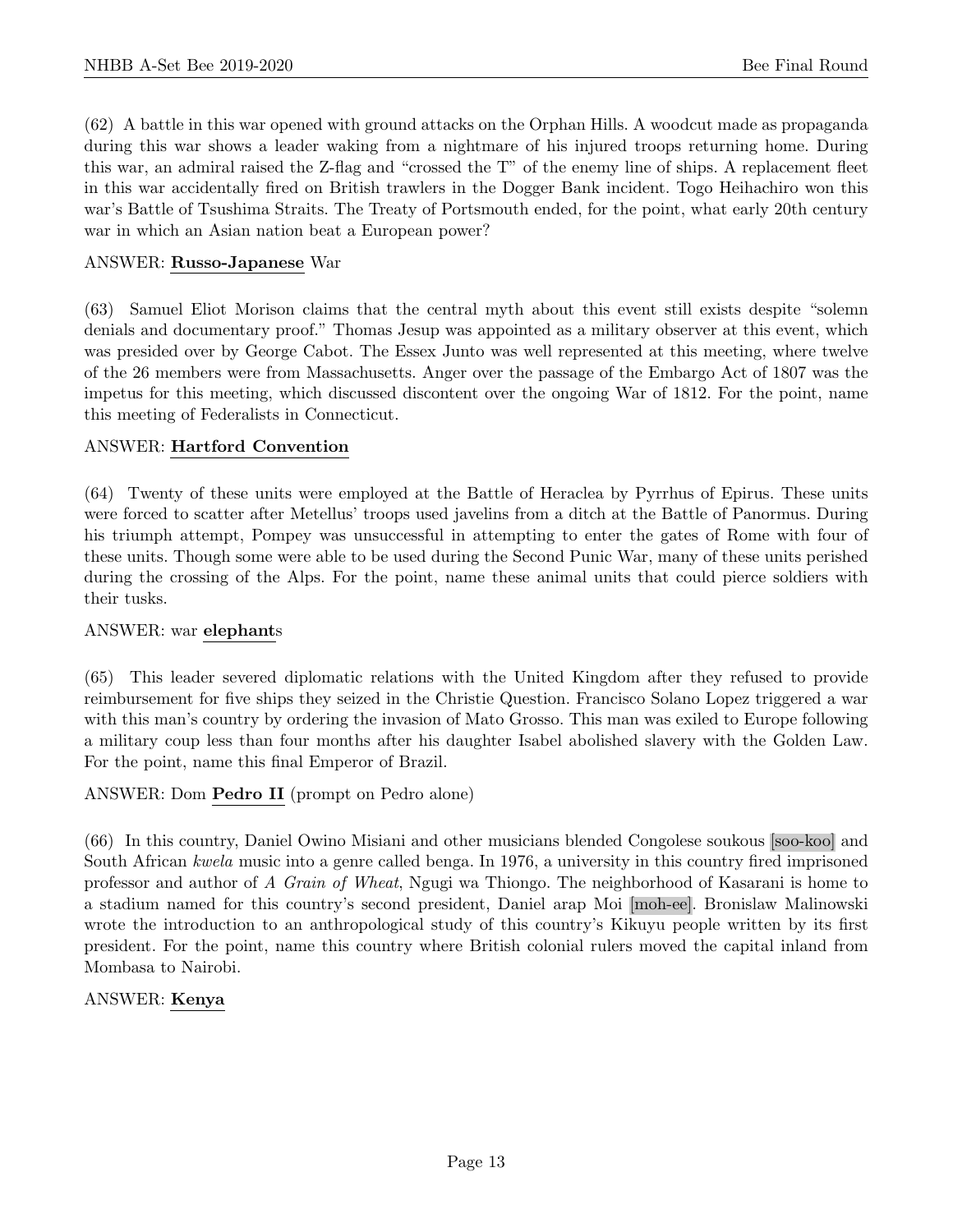(62) A battle in this war opened with ground attacks on the Orphan Hills. A woodcut made as propaganda during this war shows a leader waking from a nightmare of his injured troops returning home. During this war, an admiral raised the Z-flag and "crossed the T" of the enemy line of ships. A replacement fleet in this war accidentally fired on British trawlers in the Dogger Bank incident. Togo Heihachiro won this war's Battle of Tsushima Straits. The Treaty of Portsmouth ended, for the point, what early 20th century war in which an Asian nation beat a European power?

ANSWER: **Russo-Japanese** War

(63) Samuel Eliot Morison claims that the central myth about this event still exists despite "solemn denials and documentary proof." Thomas Jesup was appointed as a military observer at this event, which was presided over by George Cabot. The Essex Junto was well represented at this meeting, where twelve of the 26 members were from Massachusetts. Anger over the passage of the Embargo Act of 1807 was the impetus for this meeting, which discussed discontent over the ongoing War of 1812. For the point, name this meeting of Federalists in Connecticut.

ANSWER: **Hartford Convention**

(64) Twenty of these units were employed at the Battle of Heraclea by Pyrrhus of Epirus. These units were forced to scatter after Metellus' troops used javelins from a ditch at the Battle of Panormus. During his triumph attempt, Pompey was unsuccessful in attempting to enter the gates of Rome with four of these units. Though some were able to be used during the Second Punic War, many of these units perished during the crossing of the Alps. For the point, name these animal units that could pierce soldiers with their tusks.

ANSWER: war **elephant**s

(65) This leader severed diplomatic relations with the United Kingdom after they refused to provide reimbursement for five ships they seized in the Christie Question. Francisco Solano Lopez triggered a war with this man's country by ordering the invasion of Mato Grosso. This man was exiled to Europe following a military coup less than four months after his daughter Isabel abolished slavery with the Golden Law. For the point, name this final Emperor of Brazil.

ANSWER: Dom **Pedro II** (prompt on Pedro alone)

(66) In this country, Daniel Owino Misiani and other musicians blended Congolese soukous [soo-koo] and South African *kwela* music into a genre called benga. In 1976, a university in this country fired imprisoned professor and author of *A Grain of Wheat*, Ngugi wa Thiongo. The neighborhood of Kasarani is home to a stadium named for this country's second president, Daniel arap Moi [moh-ee]. Bronislaw Malinowski wrote the introduction to an anthropological study of this country's Kikuyu people written by its first president. For the point, name this country where British colonial rulers moved the capital inland from Mombasa to Nairobi.

ANSWER: **Kenya**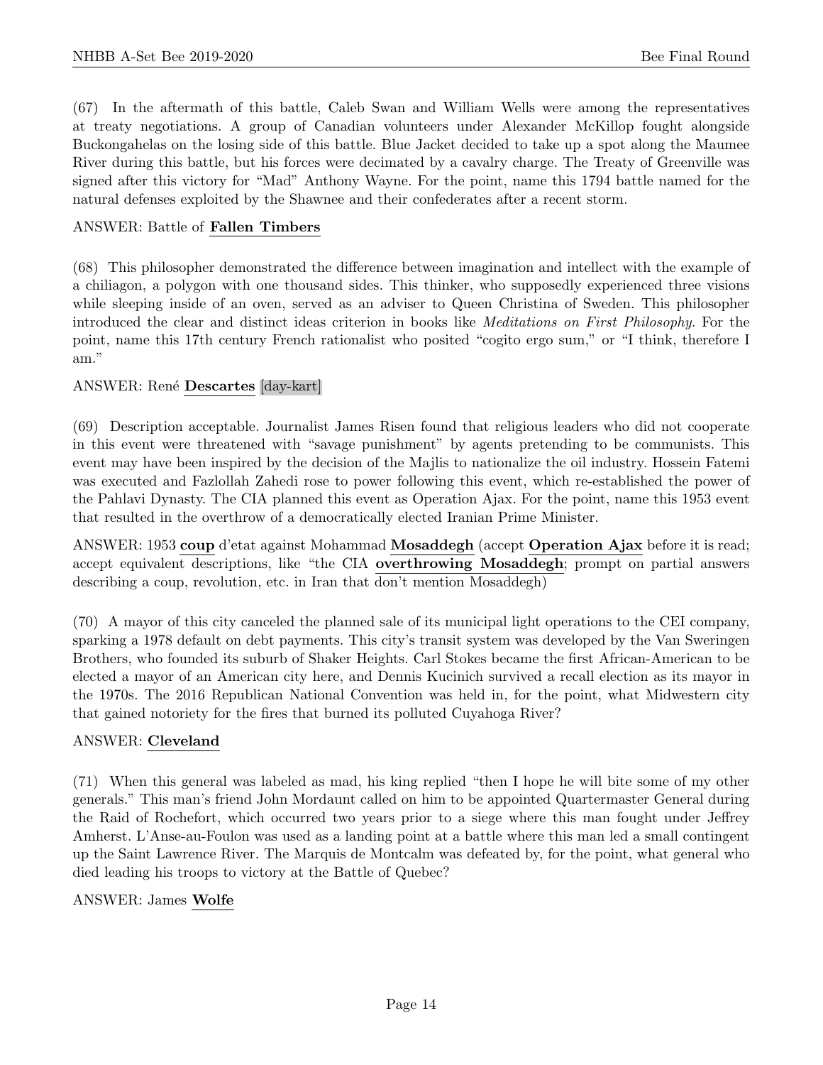(67) In the aftermath of this battle, Caleb Swan and William Wells were among the representatives at treaty negotiations. A group of Canadian volunteers under Alexander McKillop fought alongside Buckongahelas on the losing side of this battle. Blue Jacket decided to take up a spot along the Maumee River during this battle, but his forces were decimated by a cavalry charge. The Treaty of Greenville was signed after this victory for "Mad" Anthony Wayne. For the point, name this 1794 battle named for the natural defenses exploited by the Shawnee and their confederates after a recent storm.

ANSWER: Battle of **Fallen Timbers**

(68) This philosopher demonstrated the difference between imagination and intellect with the example of a chiliagon, a polygon with one thousand sides. This thinker, who supposedly experienced three visions while sleeping inside of an oven, served as an adviser to Queen Christina of Sweden. This philosopher introduced the clear and distinct ideas criterion in books like *Meditations on First Philosophy*. For the point, name this 17th century French rationalist who posited "cogito ergo sum," or "I think, therefore I am."

ANSWER: René **Descartes** [day-kart]

(69) Description acceptable. Journalist James Risen found that religious leaders who did not cooperate in this event were threatened with "savage punishment" by agents pretending to be communists. This event may have been inspired by the decision of the Majlis to nationalize the oil industry. Hossein Fatemi was executed and Fazlollah Zahedi rose to power following this event, which re-established the power of the Pahlavi Dynasty. The CIA planned this event as Operation Ajax. For the point, name this 1953 event that resulted in the overthrow of a democratically elected Iranian Prime Minister.

ANSWER: 1953 **coup** d'etat against Mohammad **Mosaddegh** (accept **Operation Ajax** before it is read; accept equivalent descriptions, like "the CIA **overthrowing Mosaddegh**; prompt on partial answers describing a coup, revolution, etc. in Iran that don't mention Mosaddegh)

(70) A mayor of this city canceled the planned sale of its municipal light operations to the CEI company, sparking a 1978 default on debt payments. This city's transit system was developed by the Van Sweringen Brothers, who founded its suburb of Shaker Heights. Carl Stokes became the first African-American to be elected a mayor of an American city here, and Dennis Kucinich survived a recall election as its mayor in the 1970s. The 2016 Republican National Convention was held in, for the point, what Midwestern city that gained notoriety for the fires that burned its polluted Cuyahoga River?

ANSWER: **Cleveland**

(71) When this general was labeled as mad, his king replied "then I hope he will bite some of my other generals." This man's friend John Mordaunt called on him to be appointed Quartermaster General during the Raid of Rochefort, which occurred two years prior to a siege where this man fought under Jeffrey Amherst. L'Anse-au-Foulon was used as a landing point at a battle where this man led a small contingent up the Saint Lawrence River. The Marquis de Montcalm was defeated by, for the point, what general who died leading his troops to victory at the Battle of Quebec?

ANSWER: James **Wolfe**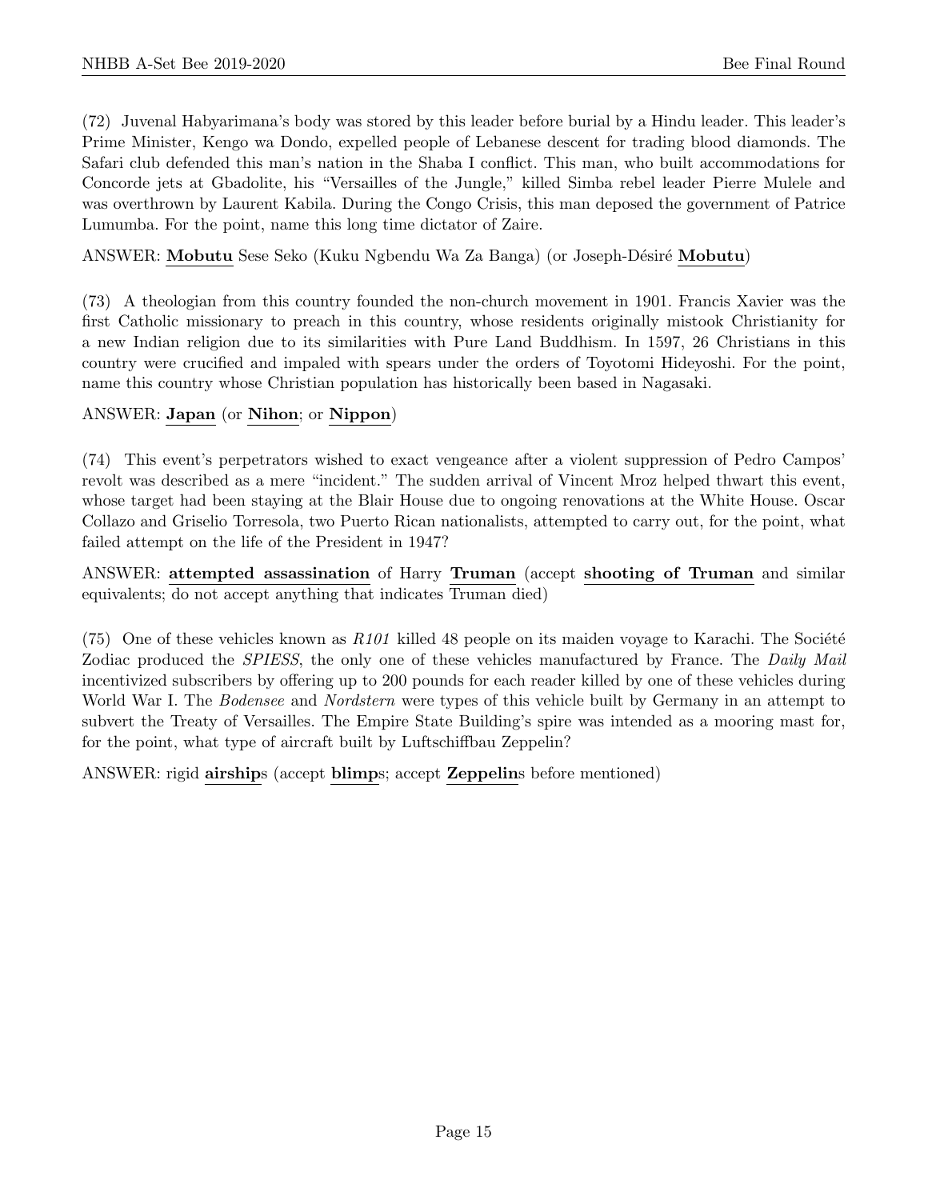(72) Juvenal Habyarimana's body was stored by this leader before burial by a Hindu leader. This leader's Prime Minister, Kengo wa Dondo, expelled people of Lebanese descent for trading blood diamonds. The Safari club defended this man's nation in the Shaba I conflict. This man, who built accommodations for Concorde jets at Gbadolite, his "Versailles of the Jungle," killed Simba rebel leader Pierre Mulele and was overthrown by Laurent Kabila. During the Congo Crisis, this man deposed the government of Patrice Lumumba. For the point, name this long time dictator of Zaire.

ANSWER: **Mobutu** Sese Seko (Kuku Ngbendu Wa Za Banga) (or Joseph-Désiré **Mobutu**)

(73) A theologian from this country founded the non-church movement in 1901. Francis Xavier was the first Catholic missionary to preach in this country, whose residents originally mistook Christianity for a new Indian religion due to its similarities with Pure Land Buddhism. In 1597, 26 Christians in this country were crucified and impaled with spears under the orders of Toyotomi Hideyoshi. For the point, name this country whose Christian population has historically been based in Nagasaki.

ANSWER: **Japan** (or **Nihon**; or **Nippon**)

(74) This event's perpetrators wished to exact vengeance after a violent suppression of Pedro Campos' revolt was described as a mere "incident." The sudden arrival of Vincent Mroz helped thwart this event, whose target had been staying at the Blair House due to ongoing renovations at the White House. Oscar Collazo and Griselio Torresola, two Puerto Rican nationalists, attempted to carry out, for the point, what failed attempt on the life of the President in 1947?

ANSWER: **attempted assassination** of Harry **Truman** (accept **shooting of Truman** and similar equivalents; do not accept anything that indicates Truman died)

(75) One of these vehicles known as *R101* killed 48 people on its maiden voyage to Karachi. The Société Zodiac produced the *SPIESS*, the only one of these vehicles manufactured by France. The *Daily Mail* incentivized subscribers by offering up to 200 pounds for each reader killed by one of these vehicles during World War I. The *Bodensee* and *Nordstern* were types of this vehicle built by Germany in an attempt to subvert the Treaty of Versailles. The Empire State Building's spire was intended as a mooring mast for, for the point, what type of aircraft built by Luftschiffbau Zeppelin?

ANSWER: rigid **airship**s (accept **blimp**s; accept **Zeppelin**s before mentioned)